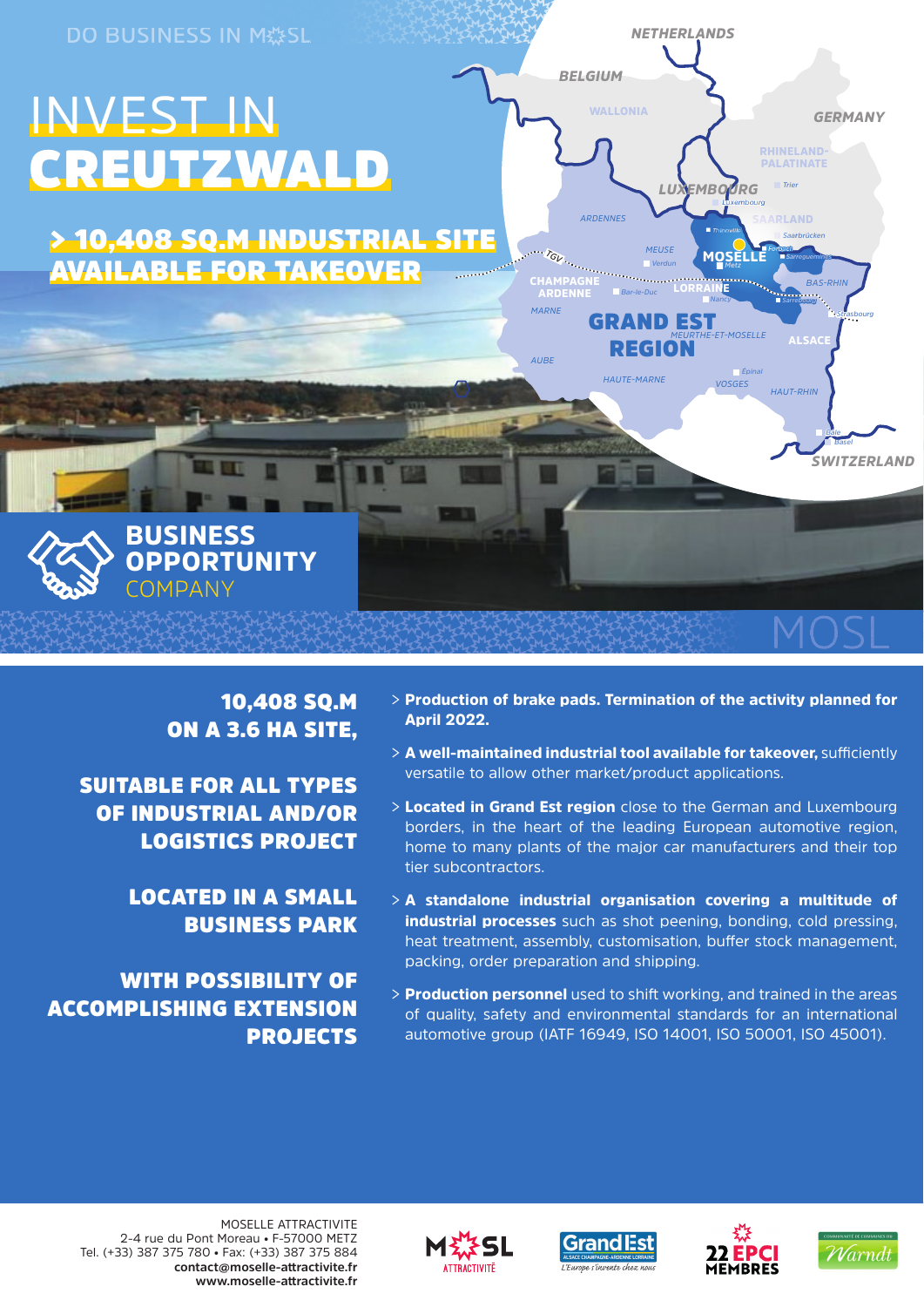DO BUSINESS IN MOSL

# INVEST IN CREUTZWALD

## > 10,408 SQ.M INDUSTRIAL SITE AVAILABLE FOR TAKEOVER

## BUSINESS OPPORTUNITY COMPANY

**10,408 SQ.M ON A 3.6 HA SITE,**

**SUITABLE FOR ALL TYPES OF INDUSTRIAL AND/OR LOGISTICS PROJECT**

**LOCATED IN A SMALL BUSINESS PARK**

**WITH POSSIBILITY OF ACCOMPLISHING EXTENSION PROJECTS**

> **Production of brake pads. Termination of the activity planned for April 2022.**

> **A well-maintained industrial tool available for takeover,** sufficiently versatile to allow other market/product applications.

> **Located in Grand Est region** close to the German and Luxembourg borders, in the heart of the leading European automotive region, home to many plants of the major car manufacturers and their top tier subcontractors.

> **A standalone industrial organisation covering a multitude of industrial processes** such as shot peening, bonding, cold pressing, heat treatment, assembly, customisation, buffer stock management, packing, order preparation and shipping.

> **Production personnel** used to shift working, and trained in the areas of quality, safety and environmental standards for an international automotive group (IATF 16949, ISO 14001, ISO 50001, ISO 45001).

MOSELLE ATTRACTIVITE
2-4 rue du Pont Moreau • F-57000 METZ
Tel. (+33) 387 375 780 • Fax: (+33) 387 375 884
**contact@moselle-attractivite.fr**
**www.moselle-attractivite.fr**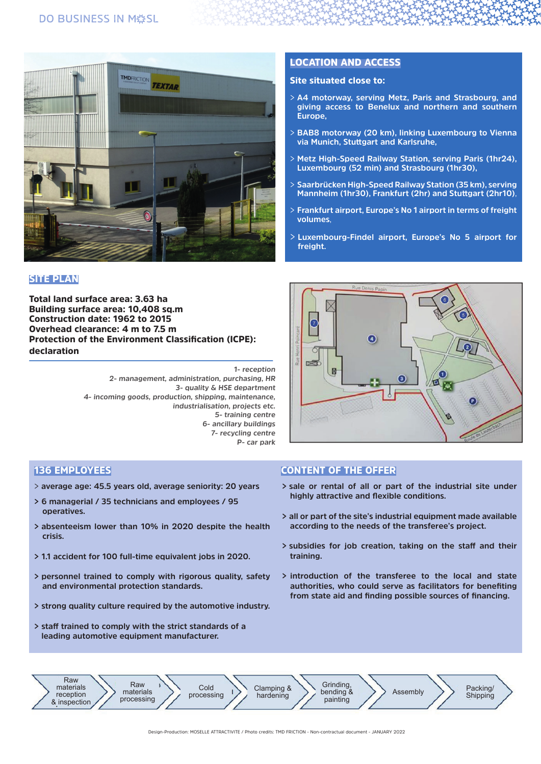## LOCATION AND ACCESS

**Site situated close to:**

- A4 motorway, serving Metz, Paris and Strasbourg, and giving access to Benelux and northern and southern Europe,
- BAB8 motorway (20 km), linking Luxembourg to Vienna via Munich, Stuttgart and Karlsruhe,
- Metz High-Speed Railway Station, serving Paris (1hr24), Luxembourg (52 min) and Strasbourg (1hr30),
- Saarbrücken High-Speed Railway Station (35 km), serving Mannheim (1hr30), Frankfurt (2hr) and Stuttgart (2hr10),
- Frankfurt airport, Europe's No 1 airport in terms of freight volumes,
- Luxembourg-Findel airport, Europe's No 5 airport for freight.

## SITE PLAN

**Total land surface area: 3.63 ha**
**Building surface area: 10,408 sq.m**
**Construction date: 1962 to 2015**
**Overhead clearance: 4 m to 7.5 m**
**Protection of the Environment Classification (ICPE): declaration**

*1- reception*
*2- management, administration, purchasing, HR*
*3- quality & HSE department*
*4- incoming goods, production, shipping, maintenance, industrialisation, projects etc.*
*5- training centre*
*6- ancillary buildings*
*7- recycling centre*
*P- car park*

## 136 EMPLOYEES

- average age: 45.5 years old, average seniority: 20 years
- 6 managerial / 35 technicians and employees / 95 operatives.
- absenteeism lower than 10% in 2020 despite the health crisis.
- 1.1 accident for 100 full-time equivalent jobs in 2020.
- personnel trained to comply with rigorous quality, safety and environmental protection standards.
- strong quality culture required by the automotive industry.
- staff trained to comply with the strict standards of a leading automotive equipment manufacturer.

## CONTENT OF THE OFFER

- sale or rental of all or part of the industrial site under highly attractive and flexible conditions.
- all or part of the site's industrial equipment made available according to the needs of the transferee's project.
- subsidies for job creation, taking on the staff and their training.
- introduction of the transferee to the local and state authorities, who could serve as facilitators for benefiting from state aid and finding possible sources of financing.

Raw materials reception & inspection → Raw materials processing → Cold processing → Clamping & hardening → Grinding, bending & painting → Assembly → Packing/ Shipping

Design-Production: MOSELLE ATTRACTIVITE / Photo credits: TMD FRICTION - Non-contractual document - JANUARY 2022